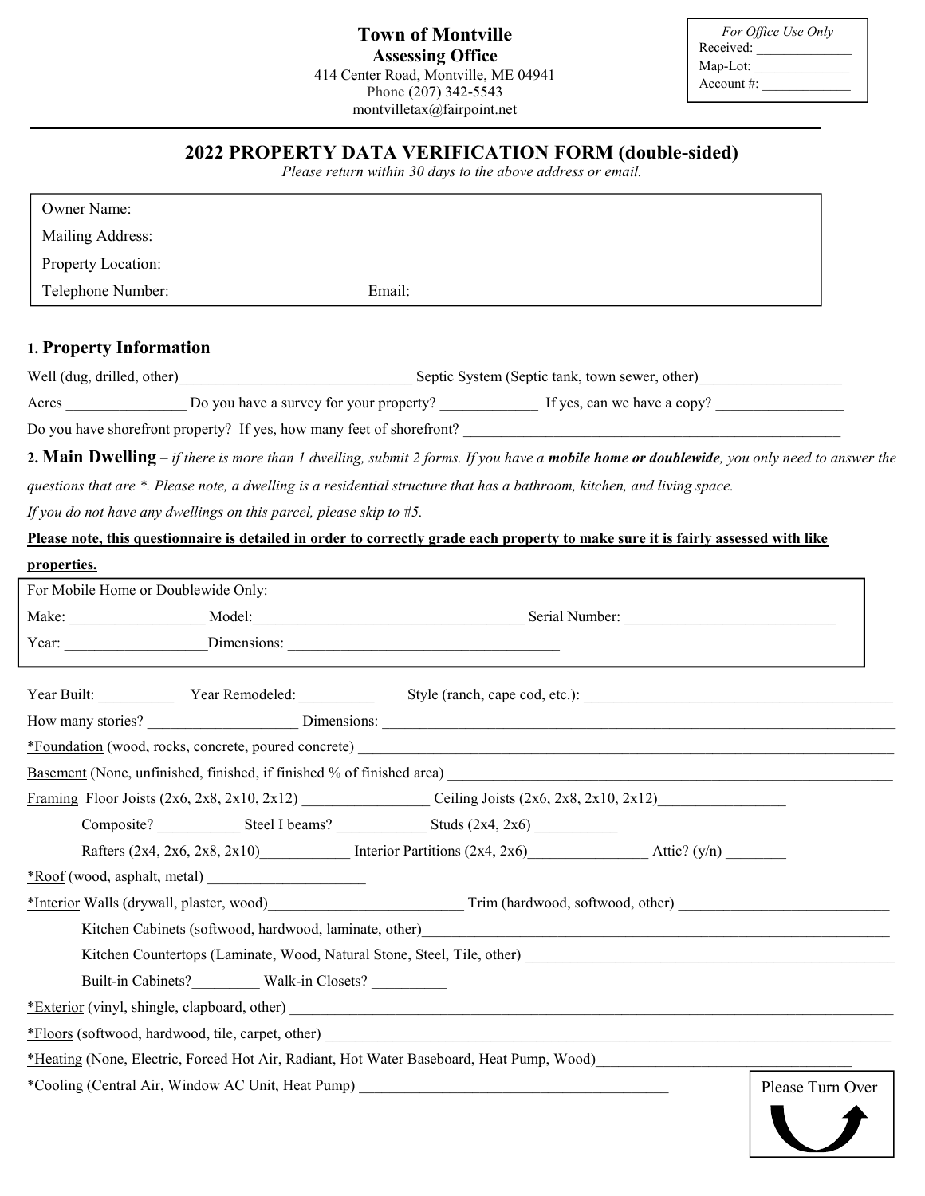**Town of Montville**
**Assessing Office**
414 Center Road, Montville, ME 04941
Phone (207) 342-5543
montvilletax@fairpoint.net

*For Office Use Only*
Received: _____________
Map-Lot: _____________
Account #: _____________

## 2022 PROPERTY DATA VERIFICATION FORM (double-sided)

*Please return within 30 days to the above address or email.*

Owner Name:
Mailing Address:
Property Location:
Telephone Number: Email:

### 1. Property Information

Well (dug, drilled, other)_______________________________ Septic System (Septic tank, town sewer, other)___________________

Acres ________________ Do you have a survey for your property? _____________ If yes, can we have a copy? _________________

Do you have shorefront property? If yes, how many feet of shorefront? _________________________________________________

### 2. Main Dwelling

*– if there is more than 1 dwelling, submit 2 forms. If you have a* ***mobile home or doublewide****, you only need to answer the questions that are *. Please note, a dwelling is a residential structure that has a bathroom, kitchen, and living space.*

*If you do not have any dwellings on this parcel, please skip to #5.*

**Please note, this questionnaire is detailed in order to correctly grade each property to make sure it is fairly assessed with like properties.**

For Mobile Home or Doublewide Only:
Make: _________________ Model:____________________________________ Serial Number: ____________________________
Year: ___________________Dimensions: ____________________________________

Year Built: __________ Year Remodeled: __________ Style (ranch, cape cod, etc.): __________________________________________

How many stories? ____________________ Dimensions: ______________________________________________________________

*Foundation (wood, rocks, concrete, poured concrete) __________________________________________________________________

Basement (None, unfinished, finished, if finished % of finished area) ______________________________________________________

Framing Floor Joists (2x6, 2x8, 2x10, 2x12) ________________ Ceiling Joists (2x6, 2x8, 2x10, 2x12)________________

Composite? ___________ Steel I beams? ____________ Studs (2x4, 2x6) ___________

Rafters (2x4, 2x6, 2x8, 2x10)____________ Interior Partitions (2x4, 2x6)________________ Attic? (y/n) ________

*Roof (wood, asphalt, metal) ____________________

*Interior Walls (drywall, plaster, wood)__________________________ Trim (hardwood, softwood, other) ____________________________

Kitchen Cabinets (softwood, hardwood, laminate, other)_____________________________________________________________

Kitchen Countertops (Laminate, Wood, Natural Stone, Steel, Tile, other) __________________________________________________

Built-in Cabinets?_________ Walk-in Closets? __________

*Exterior (vinyl, shingle, clapboard, other) ___________________________________________________________________________

*Floors (softwood, hardwood, tile, carpet, other) _______________________________________________________________________

*Heating (None, Electric, Forced Hot Air, Radiant, Hot Water Baseboard, Heat Pump, Wood)__________________________________

*Cooling (Central Air, Window AC Unit, Heat Pump) __________________________________________

Please Turn Over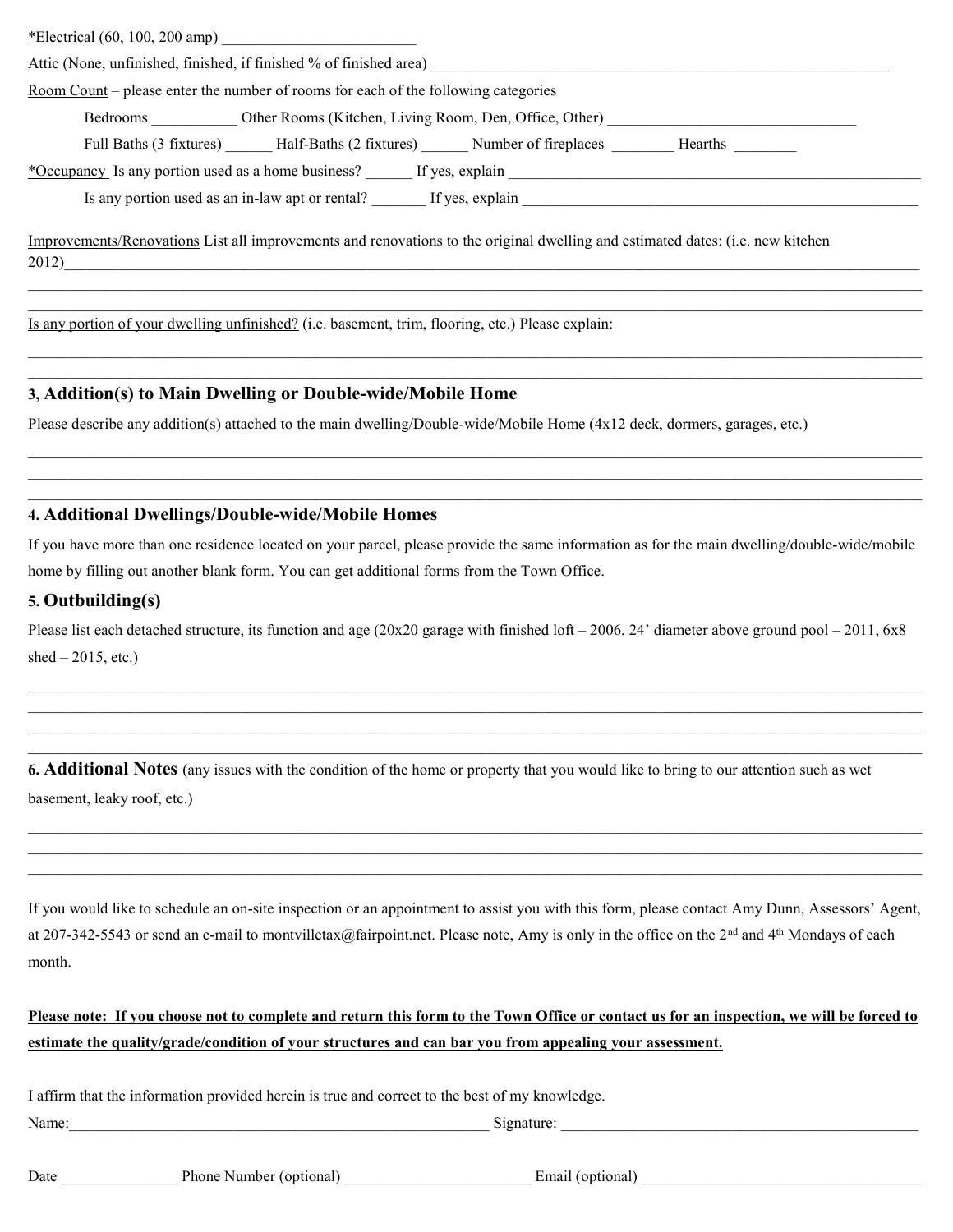<u>*Electrical</u> (60, 100, 200 amp) _________________________

<u>Attic</u> (None, unfinished, finished, if finished % of finished area) _______________________________________________

<u>Room Count</u> – please enter the number of rooms for each of the following categories

Bedrooms ___________ Other Rooms (Kitchen, Living Room, Den, Office, Other) ________________________________

Full Baths (3 fixtures) ______ Half-Baths (2 fixtures) ______ Number of fireplaces ________ Hearths ________

<u>*Occupancy</u> Is any portion used as a home business? ______ If yes, explain _______________________________________

Is any portion used as an in-law apt or rental? _______ If yes, explain ___________________________________

<u>Improvements/Renovations</u> List all improvements and renovations to the original dwelling and estimated dates: (i.e. new kitchen 2012)_____________________________________________________________________________________

_____________________________________________________________________________________________

_____________________________________________________________________________________________

<u>Is any portion of your dwelling unfinished?</u> (i.e. basement, trim, flooring, etc.) Please explain:

_____________________________________________________________________________________________

_____________________________________________________________________________________________

## 3, Addition(s) to Main Dwelling or Double-wide/Mobile Home

Please describe any addition(s) attached to the main dwelling/Double-wide/Mobile Home (4x12 deck, dormers, garages, etc.)

_____________________________________________________________________________________________

_____________________________________________________________________________________________

_____________________________________________________________________________________________

## 4. Additional Dwellings/Double-wide/Mobile Homes

If you have more than one residence located on your parcel, please provide the same information as for the main dwelling/double-wide/mobile home by filling out another blank form. You can get additional forms from the Town Office.

## 5. Outbuilding(s)

Please list each detached structure, its function and age (20x20 garage with finished loft – 2006, 24' diameter above ground pool – 2011, 6x8 shed – 2015, etc.)

_____________________________________________________________________________________________

_____________________________________________________________________________________________

_____________________________________________________________________________________________

_____________________________________________________________________________________________

## 6. Additional Notes

(any issues with the condition of the home or property that you would like to bring to our attention such as wet basement, leaky roof, etc.)

_____________________________________________________________________________________________

_____________________________________________________________________________________________

_____________________________________________________________________________________________

If you would like to schedule an on-site inspection or an appointment to assist you with this form, please contact Amy Dunn, Assessors' Agent, at 207-342-5543 or send an e-mail to montvilletax@fairpoint.net. Please note, Amy is only in the office on the 2nd and 4th Mondays of each month.

**<u>Please note: If you choose not to complete and return this form to the Town Office or contact us for an inspection, we will be forced to estimate the quality/grade/condition of your structures and can bar you from appealing your assessment.</u>**

I affirm that the information provided herein is true and correct to the best of my knowledge.

Name:_______________________________________________________ Signature: ______________________________________________

Date _______________ Phone Number (optional) ________________________ Email (optional) ____________________________________